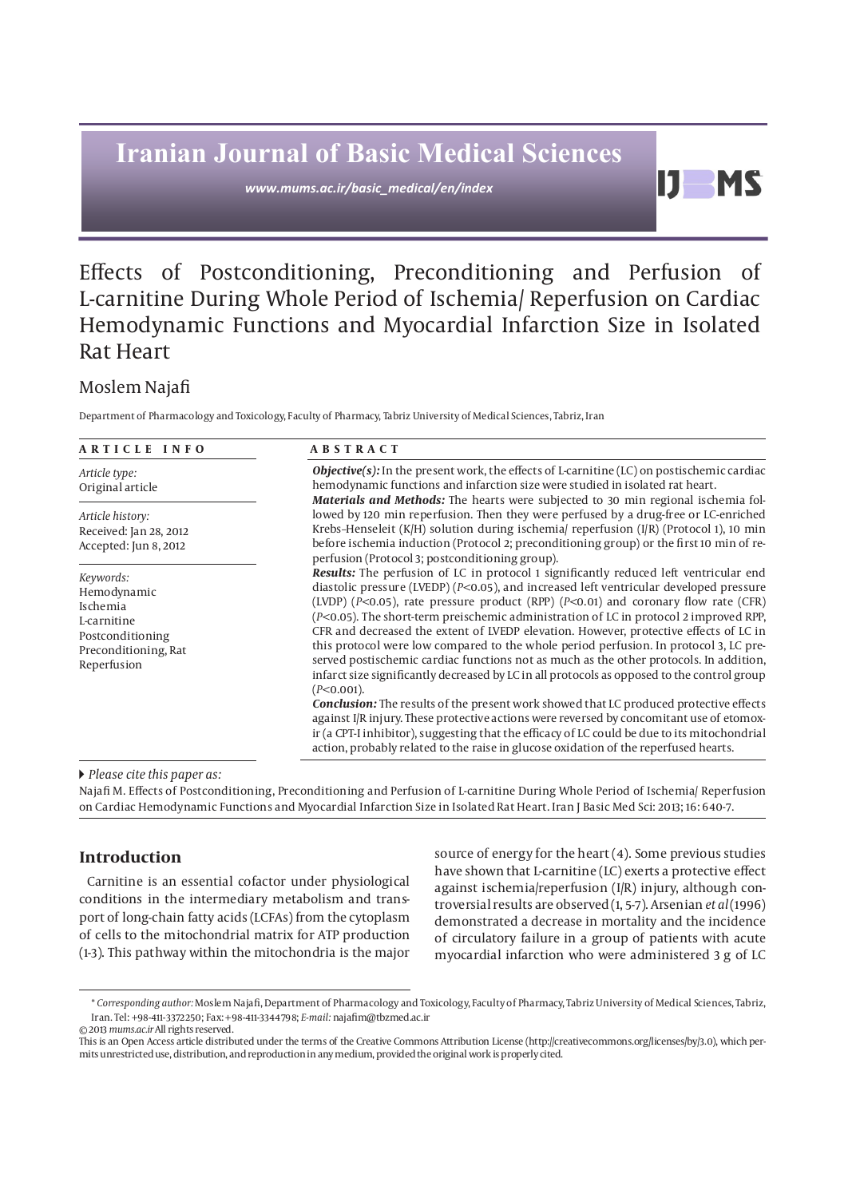# Iranian Journal of Basic Medical Sciences

*www.mums.ac.ir/basic_medical/en/index*

IJBMS

# Effects of Postconditioning, Preconditioning and Perfusion of L-carnitine During Whole Period of Ischemia/ Reperfusion on Cardiac Hemodynamic Functions and Myocardial Infarction Size in Isolated Rat Heart

Moslem Najafi

Department of Pharmacology and Toxicology, Faculty of Pharmacy, Tabriz University of Medical Sciences, Tabriz, Iran

**ARTICLE INFO**

*Article type:*
Original article

*Article history:*
Received: Jan 28, 2012
Accepted: Jun 8, 2012

*Keywords:*
Hemodynamic
Ischemia
L-carnitine
Postconditioning
Preconditioning, Rat
Reperfusion

**ABSTRACT**

***Objective(s):*** In the present work, the effects of L-carnitine (LC) on postischemic cardiac hemodynamic functions and infarction size were studied in isolated rat heart.

***Materials and Methods:*** The hearts were subjected to 30 min regional ischemia followed by 120 min reperfusion. Then they were perfused by a drug-free or LC-enriched Krebs-Henseleit (K/H) solution during ischemia/ reperfusion (I/R) (Protocol 1), 10 min before ischemia induction (Protocol 2; preconditioning group) or the first 10 min of reperfusion (Protocol 3; postconditioning group).

***Results:*** The perfusion of LC in protocol 1 significantly reduced left ventricular end diastolic pressure (LVEDP) ($P<0.05$), and increased left ventricular developed pressure (LVDP) ($P<0.05$), rate pressure product (RPP) ($P<0.01$) and coronary flow rate (CFR) ($P<0.05$). The short-term preischemic administration of LC in protocol 2 improved RPP, CFR and decreased the extent of LVEDP elevation. However, protective effects of LC in this protocol were low compared to the whole period perfusion. In protocol 3, LC preserved postischemic cardiac functions not as much as the other protocols. In addition, infarct size significantly decreased by LC in all protocols as opposed to the control group ($P<0.001$).

***Conclusion:*** The results of the present work showed that LC produced protective effects against I/R injury. These protective actions were reversed by concomitant use of etomoxir (a CPT-I inhibitor), suggesting that the efficacy of LC could be due to its mitochondrial action, probably related to the raise in glucose oxidation of the reperfused hearts.

▸ *Please cite this paper as:*

Najafi M. Effects of Postconditioning, Preconditioning and Perfusion of L-carnitine During Whole Period of Ischemia/ Reperfusion on Cardiac Hemodynamic Functions and Myocardial Infarction Size in Isolated Rat Heart. Iran J Basic Med Sci: 2013; 16: 640-7.

## Introduction

Carnitine is an essential cofactor under physiological conditions in the intermediary metabolism and transport of long-chain fatty acids (LCFAs) from the cytoplasm of cells to the mitochondrial matrix for ATP production (1-3). This pathway within the mitochondria is the major source of energy for the heart (4). Some previous studies have shown that L-carnitine (LC) exerts a protective effect against ischemia/reperfusion (I/R) injury, although controversial results are observed (1, 5-7). Arsenian *et al* (1996) demonstrated a decrease in mortality and the incidence of circulatory failure in a group of patients with acute myocardial infarction who were administered 3 g of LC

\* *Corresponding author:* Moslem Najafi, Department of Pharmacology and Toxicology, Faculty of Pharmacy, Tabriz University of Medical Sciences, Tabriz, Iran. Tel: +98-411-3372250; Fax: +98-411-3344798; *E-mail:* najafim@tbzmed.ac.ir

© 2013 *mums.ac.ir* All rights reserved.

This is an Open Access article distributed under the terms of the Creative Commons Attribution License (http://creativecommons.org/licenses/by/3.0), which permits unrestricted use, distribution, and reproduction in any medium, provided the original work is properly cited.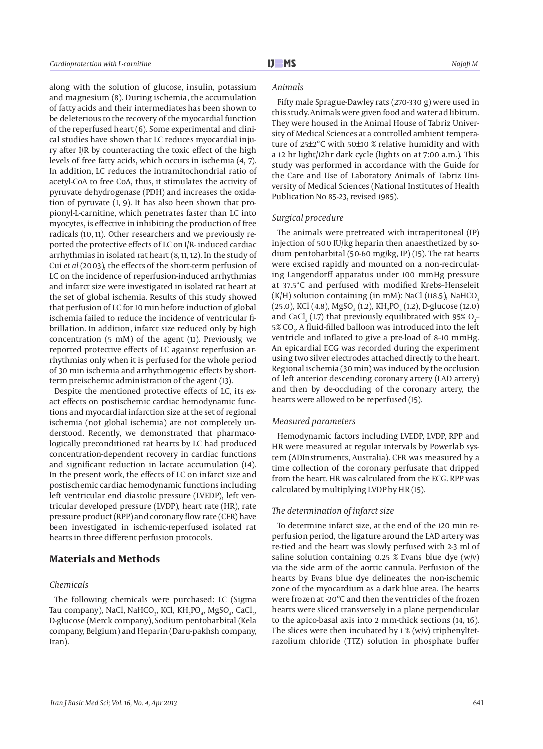along with the solution of glucose, insulin, potassium and magnesium (8). During ischemia, the accumulation of fatty acids and their intermediates has been shown to be deleterious to the recovery of the myocardial function of the reperfused heart (6). Some experimental and clinical studies have shown that LC reduces myocardial injury after I/R by counteracting the toxic effect of the high levels of free fatty acids, which occurs in ischemia (4, 7). In addition, LC reduces the intramitochondrial ratio of acetyl-CoA to free CoA, thus, it stimulates the activity of pyruvate dehydrogenase (PDH) and increases the oxidation of pyruvate (1, 9). It has also been shown that propionyl-L-carnitine, which penetrates faster than LC into myocytes, is effective in inhibiting the production of free radicals (10, 11). Other researchers and we previously reported the protective effects of LC on I/R- induced cardiac arrhythmias in isolated rat heart (8, 11, 12). In the study of Cui *et al* (2003), the effects of the short-term perfusion of LC on the incidence of reperfusion-induced arrhythmias and infarct size were investigated in isolated rat heart at the set of global ischemia. Results of this study showed that perfusion of LC for 10 min before induction of global ischemia failed to reduce the incidence of ventricular fibrillation. In addition, infarct size reduced only by high concentration (5 mM) of the agent (11). Previously, we reported protective effects of LC against reperfusion arrhythmias only when it is perfused for the whole period of 30 min ischemia and arrhythmogenic effects by short-term preischemic administration of the agent (13).

Despite the mentioned protective effects of LC, its exact effects on postischemic cardiac hemodynamic functions and myocardial infarction size at the set of regional ischemia (not global ischemia) are not completely understood. Recently, we demonstrated that pharmacologically preconditioned rat hearts by LC had produced concentration-dependent recovery in cardiac functions and significant reduction in lactate accumulation (14). In the present work, the effects of LC on infarct size and postischemic cardiac hemodynamic functions including left ventricular end diastolic pressure (LVEDP), left ventricular developed pressure (LVDP), heart rate (HR), rate pressure product (RPP) and coronary flow rate (CFR) have been investigated in ischemic-reperfused isolated rat hearts in three different perfusion protocols.

## Materials and Methods

### *Chemicals*

The following chemicals were purchased: LC (Sigma Tau company), NaCl, $NaHCO_3$, KCl, $KH_2PO_4$, $MgSO_4$, $CaCl_2$, D-glucose (Merck company), Sodium pentobarbital (Kela company, Belgium) and Heparin (Daru-pakhsh company, Iran).

### *Animals*

Fifty male Sprague-Dawley rats (270-330 g) were used in this study. Animals were given food and water ad libitum. They were housed in the Animal House of Tabriz University of Medical Sciences at a controlled ambient temperature of 25±2°C with 50±10 % relative humidity and with a 12 hr light/12hr dark cycle (lights on at 7:00 a.m.). This study was performed in accordance with the Guide for the Care and Use of Laboratory Animals of Tabriz University of Medical Sciences (National Institutes of Health Publication No 85-23, revised 1985).

### *Surgical procedure*

The animals were pretreated with intraperitoneal (IP) injection of 500 IU/kg heparin then anaesthetized by sodium pentobarbital (50-60 mg/kg, IP) (15). The rat hearts were excised rapidly and mounted on a non-recirculating Langendorff apparatus under 100 mmHg pressure at 37.5°C and perfused with modified Krebs–Henseleit (K/H) solution containing (in mM): NaCl (118.5), $NaHCO_3$ (25.0), KCl (4.8), $MgSO_4$ (1.2), $KH_2PO_4$ (1.2), D-glucose (12.0) and $CaCl_2$ (1.7) that previously equilibrated with 95% $O_2$–5% $CO_2$. A fluid-filled balloon was introduced into the left ventricle and inflated to give a pre-load of 8–10 mmHg. An epicardial ECG was recorded during the experiment using two silver electrodes attached directly to the heart. Regional ischemia (30 min) was induced by the occlusion of left anterior descending coronary artery (LAD artery) and then by de-occluding of the coronary artery, the hearts were allowed to be reperfused (15).

### *Measured parameters*

Hemodynamic factors including LVEDP, LVDP, RPP and HR were measured at regular intervals by Powerlab system (ADInstruments, Australia). CFR was measured by a time collection of the coronary perfusate that dripped from the heart. HR was calculated from the ECG. RPP was calculated by multiplying LVDP by HR (15).

### *The determination of infarct size*

To determine infarct size, at the end of the 120 min reperfusion period, the ligature around the LAD artery was re-tied and the heart was slowly perfused with 2-3 ml of saline solution containing 0.25 % Evans blue dye (w/v) via the side arm of the aortic cannula. Perfusion of the hearts by Evans blue dye delineates the non-ischemic zone of the myocardium as a dark blue area. The hearts were frozen at -20°C and then the ventricles of the frozen hearts were sliced transversely in a plane perpendicular to the apico-basal axis into 2 mm-thick sections (14, 16). The slices were then incubated by 1 % (w/v) triphenyltetrazolium chloride (TTZ) solution in phosphate buffer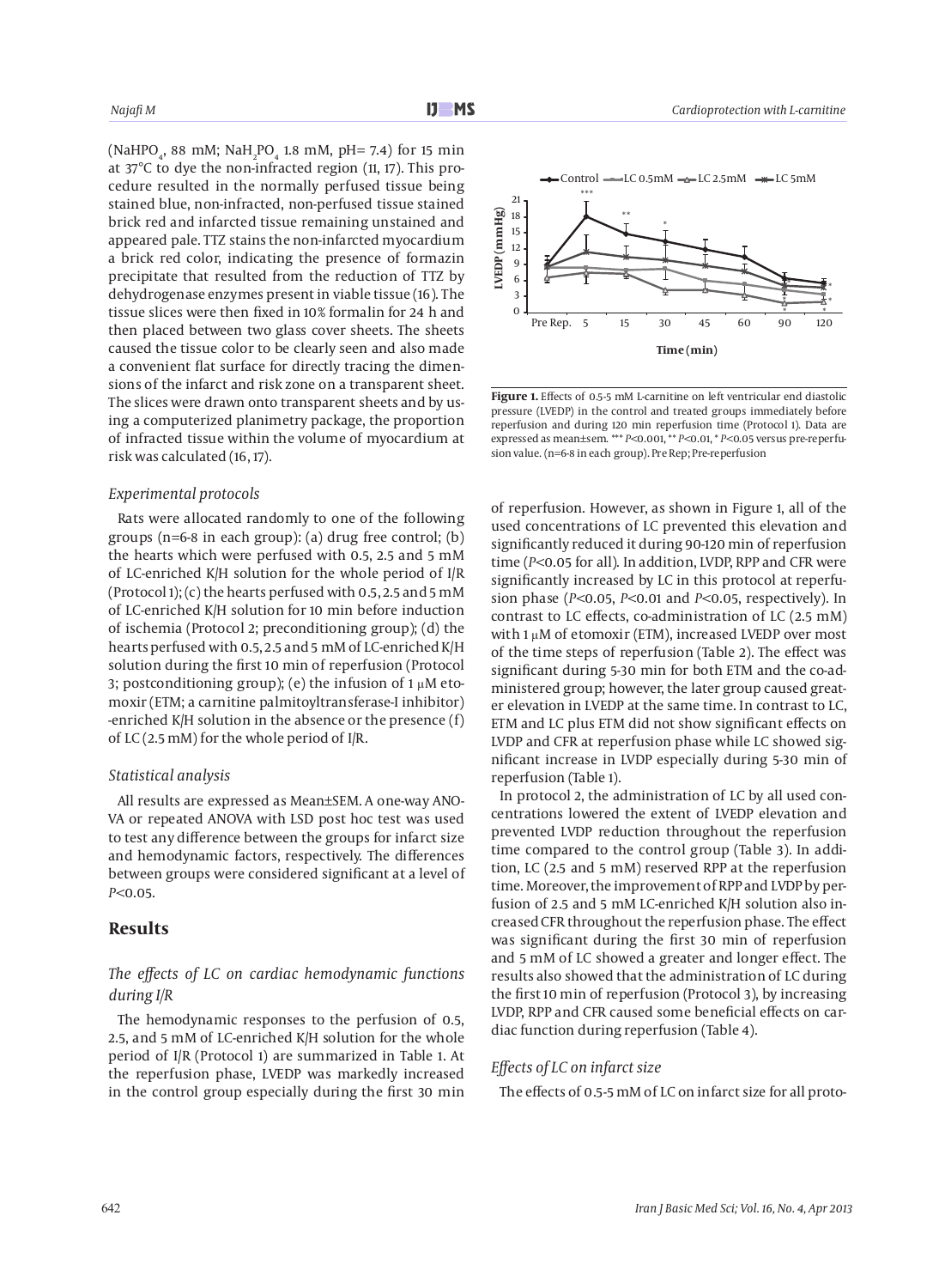(NaHPO$_4$, 88 mM; NaH$_2$PO$_4$ 1.8 mM, pH= 7.4) for 15 min at 37°C to dye the non-infracted region (11, 17). This procedure resulted in the normally perfused tissue being stained blue, non-infracted, non-perfused tissue stained brick red and infarcted tissue remaining unstained and appeared pale. TTZ stains the non-infarcted myocardium a brick red color, indicating the presence of formazin precipitate that resulted from the reduction of TTZ by dehydrogenase enzymes present in viable tissue (16). The tissue slices were then fixed in 10% formalin for 24 h and then placed between two glass cover sheets. The sheets caused the tissue color to be clearly seen and also made a convenient flat surface for directly tracing the dimensions of the infarct and risk zone on a transparent sheet. The slices were drawn onto transparent sheets and by using a computerized planimetry package, the proportion of infracted tissue within the volume of myocardium at risk was calculated (16, 17).

### *Experimental protocols*

Rats were allocated randomly to one of the following groups (n=6-8 in each group): (a) drug free control; (b) the hearts which were perfused with 0.5, 2.5 and 5 mM of LC-enriched K/H solution for the whole period of I/R (Protocol 1); (c) the hearts perfused with 0.5, 2.5 and 5 mM of LC-enriched K/H solution for 10 min before induction of ischemia (Protocol 2; preconditioning group); (d) the hearts perfused with 0.5, 2.5 and 5 mM of LC-enriched K/H solution during the first 10 min of reperfusion (Protocol 3; postconditioning group); (e) the infusion of 1 μM etomoxir (ETM; a carnitine palmitoyltransferase-I inhibitor) -enriched K/H solution in the absence or the presence (f) of LC (2.5 mM) for the whole period of I/R.

### *Statistical analysis*

All results are expressed as Mean±SEM. A one-way ANOVA or repeated ANOVA with LSD post hoc test was used to test any difference between the groups for infarct size and hemodynamic factors, respectively. The differences between groups were considered significant at a level of $P<0.05$.

## Results

### *The effects of LC on cardiac hemodynamic functions during I/R*

The hemodynamic responses to the perfusion of 0.5, 2.5, and 5 mM of LC-enriched K/H solution for the whole period of I/R (Protocol 1) are summarized in Table 1. At the reperfusion phase, LVEDP was markedly increased in the control group especially during the first 30 min of reperfusion. However, as shown in Figure 1, all of the used concentrations of LC prevented this elevation and significantly reduced it during 90-120 min of reperfusion time ($P<0.05$ for all). In addition, LVDP, RPP and CFR were significantly increased by LC in this protocol at reperfusion phase ($P<0.05$, $P<0.01$ and $P<0.05$, respectively). In contrast to LC effects, co-administration of LC (2.5 mM) with 1 μM of etomoxir (ETM), increased LVEDP over most of the time steps of reperfusion (Table 2). The effect was significant during 5-30 min for both ETM and the co-administered group; however, the later group caused greater elevation in LVEDP at the same time. In contrast to LC, ETM and LC plus ETM did not show significant effects on LVDP and CFR at reperfusion phase while LC showed significant increase in LVDP especially during 5-30 min of reperfusion (Table 1).

**Figure 1.** Effects of 0.5-5 mM L-carnitine on left ventricular end diastolic pressure (LVEDP) in the control and treated groups immediately before reperfusion and during 120 min reperfusion time (Protocol 1). Data are expressed as mean±sem. *** $P<0.001$, ** $P<0.01$, * $P<0.05$ versus pre-reperfusion value. (n=6-8 in each group). Pre Rep; Pre-reperfusion

In protocol 2, the administration of LC by all used concentrations lowered the extent of LVEDP elevation and prevented LVDP reduction throughout the reperfusion time compared to the control group (Table 3). In addition, LC (2.5 and 5 mM) reserved RPP at the reperfusion time. Moreover, the improvement of RPP and LVDP by perfusion of 2.5 and 5 mM LC-enriched K/H solution also increased CFR throughout the reperfusion phase. The effect was significant during the first 30 min of reperfusion and 5 mM of LC showed a greater and longer effect. The results also showed that the administration of LC during the first 10 min of reperfusion (Protocol 3), by increasing LVDP, RPP and CFR caused some beneficial effects on cardiac function during reperfusion (Table 4).

### *Effects of LC on infarct size*

The effects of 0.5-5 mM of LC on infarct size for all proto-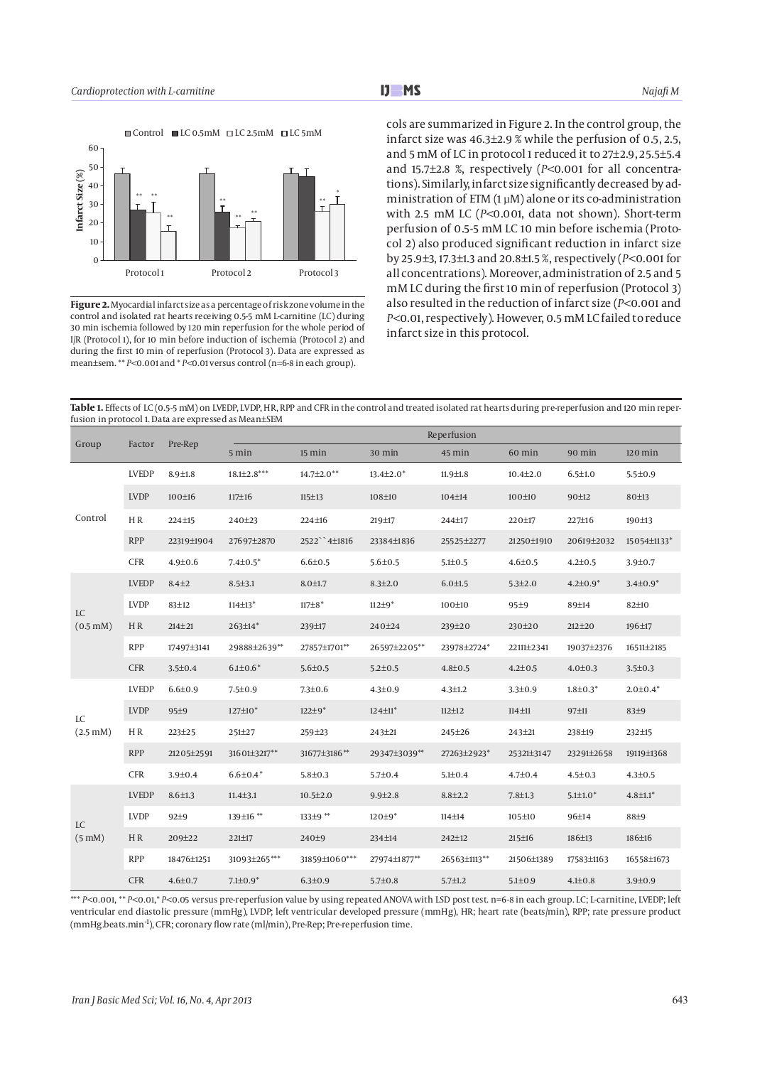Figure 2. Myocardial infarct size as a percentage of risk zone volume in the control and isolated rat hearts receiving 0.5-5 mM L-carnitine (LC) during 30 min ischemia followed by 120 min reperfusion for the whole period of I/R (Protocol 1), for 10 min before induction of ischemia (Protocol 2) and during the first 10 min of reperfusion (Protocol 3). Data are expressed as mean±sem. ** $P<0.001$ and * $P<0.01$ versus control (n=6-8 in each group).

cols are summarized in Figure 2. In the control group, the infarct size was 46.3±2.9 % while the perfusion of 0.5, 2.5, and 5 mM of LC in protocol 1 reduced it to 27±2.9, 25.5±5.4 and 15.7±2.8 %, respectively ($P<0.001$ for all concentrations). Similarly, infarct size significantly decreased by administration of ETM (1 µM) alone or its co-administration with 2.5 mM LC ($P<0.001$, data not shown). Short-term perfusion of 0.5-5 mM LC 10 min before ischemia (Protocol 2) also produced significant reduction in infarct size by 25.9±3, 17.3±1.3 and 20.8±1.5 %, respectively ($P<0.001$ for all concentrations). Moreover, administration of 2.5 and 5 mM LC during the first 10 min of reperfusion (Protocol 3) also resulted in the reduction of infarct size ($P<0.001$ and $P<0.01$, respectively). However, 0.5 mM LC failed to reduce infarct size in this protocol.

**Table 1.** Effects of LC (0.5-5 mM) on LVEDP, LVDP, HR, RPP and CFR in the control and treated isolated rat hearts during pre-reperfusion and 120 min reperfusion in protocol 1. Data are expressed as Mean±SEM

| Group | Factor | Pre-Rep | Reperfusion | | | | | | |
|---|---|---|---|---|---|---|---|---|---|
| | | | 5 min | 15 min | 30 min | 45 min | 60 min | 90 min | 120 min |
| Control | LVEDP | 8.9±1.8 | 18.1±2.8*** | 14.7±2.0** | 13.4±2.0* | 11.9±1.8 | 10.4±2.0 | 6.5±1.0 | 5.5±0.9 |
| | LVDP | 100±16 | 117±16 | 115±13 | 108±10 | 104±14 | 100±10 | 90±12 | 80±13 |
| | HR | 224±15 | 240±23 | 224±16 | 219±17 | 244±17 | 220±17 | 227±16 | 190±13 |
| | RPP | 22319±1904 | 27697±2870 | 2522``4±1816 | 23384±1836 | 25525±2277 | 21250±1910 | 20619±2032 | 15054±1133* |
| | CFR | 4.9±0.6 | 7.4±0.5* | 6.6±0.5 | 5.6±0.5 | 5.1±0.5 | 4.6±0.5 | 4.2±0.5 | 3.9±0.7 |
| LC (0.5 mM) | LVEDP | 8.4±2 | 8.5±3.1 | 8.0±1.7 | 8.3±2.0 | 6.0±1.5 | 5.3±2.0 | 4.2±0.9* | 3.4±0.9* |
| | LVDP | 83±12 | 114±13* | 117±8* | 112±9* | 100±10 | 95±9 | 89±14 | 82±10 |
| | HR | 214±21 | 263±14* | 239±17 | 240±24 | 239±20 | 230±20 | 212±20 | 196±17 |
| | RPP | 17497±3141 | 29888±2639** | 27857±1701** | 26597±2205** | 23978±2724* | 22111±2341 | 19037±2376 | 16511±2185 |
| | CFR | 3.5±0.4 | 6.1±0.6* | 5.6±0.5 | 5.2±0.5 | 4.8±0.5 | 4.2±0.5 | 4.0±0.3 | 3.5±0.3 |
| LC (2.5 mM) | LVEDP | 6.6±0.9 | 7.5±0.9 | 7.3±0.6 | 4.3±0.9 | 4.3±1.2 | 3.3±0.9 | 1.8±0.3* | 2.0±0.4* |
| | LVDP | 95±9 | 127±10* | 122±9* | 124±11* | 112±12 | 114±11 | 97±11 | 83±9 |
| | HR | 223±25 | 251±27 | 259±23 | 243±21 | 245±26 | 243±21 | 238±19 | 232±15 |
| | RPP | 21205±2591 | 31601±3217** | 31677±3186** | 29347±3039** | 27263±2923* | 25321±3147 | 23291±2658 | 19119±1368 |
| | CFR | 3.9±0.4 | 6.6±0.4* | 5.8±0.3 | 5.7±0.4 | 5.1±0.4 | 4.7±0.4 | 4.5±0.3 | 4.3±0.5 |
| LC (5 mM) | LVEDP | 8.6±1.3 | 11.4±3.1 | 10.5±2.0 | 9.9±2.8 | 8.8±2.2 | 7.8±1.3 | 5.1±1.0* | 4.8±1.1* |
| | LVDP | 92±9 | 139±16 ** | 133±9 ** | 120±9* | 114±14 | 105±10 | 96±14 | 88±9 |
| | HR | 209±22 | 221±17 | 240±9 | 234±14 | 242±12 | 215±16 | 186±13 | 186±16 |
| | RPP | 18476±1251 | 31093±265*** | 31859±1060*** | 27974±1877** | 26563±1113** | 21506±1389 | 17583±1163 | 16558±1673 |
| | CFR | 4.6±0.7 | 7.1±0.9* | 6.3±0.9 | 5.7±0.8 | 5.7±1.2 | 5.1±0.9 | 4.1±0.8 | 3.9±0.9 |

*** $P<0.001$, ** $P<0.01$, * $P<0.05$ versus pre-reperfusion value by using repeated ANOVA with LSD post test. n=6-8 in each group. LC; L-carnitine, LVEDP; left ventricular end diastolic pressure (mmHg), LVDP; left ventricular developed pressure (mmHg), HR; heart rate (beats/min), RPP; rate pressure product (mmHg.beats.min$^{-1}$), CFR; coronary flow rate (ml/min), Pre-Rep; Pre-reperfusion time.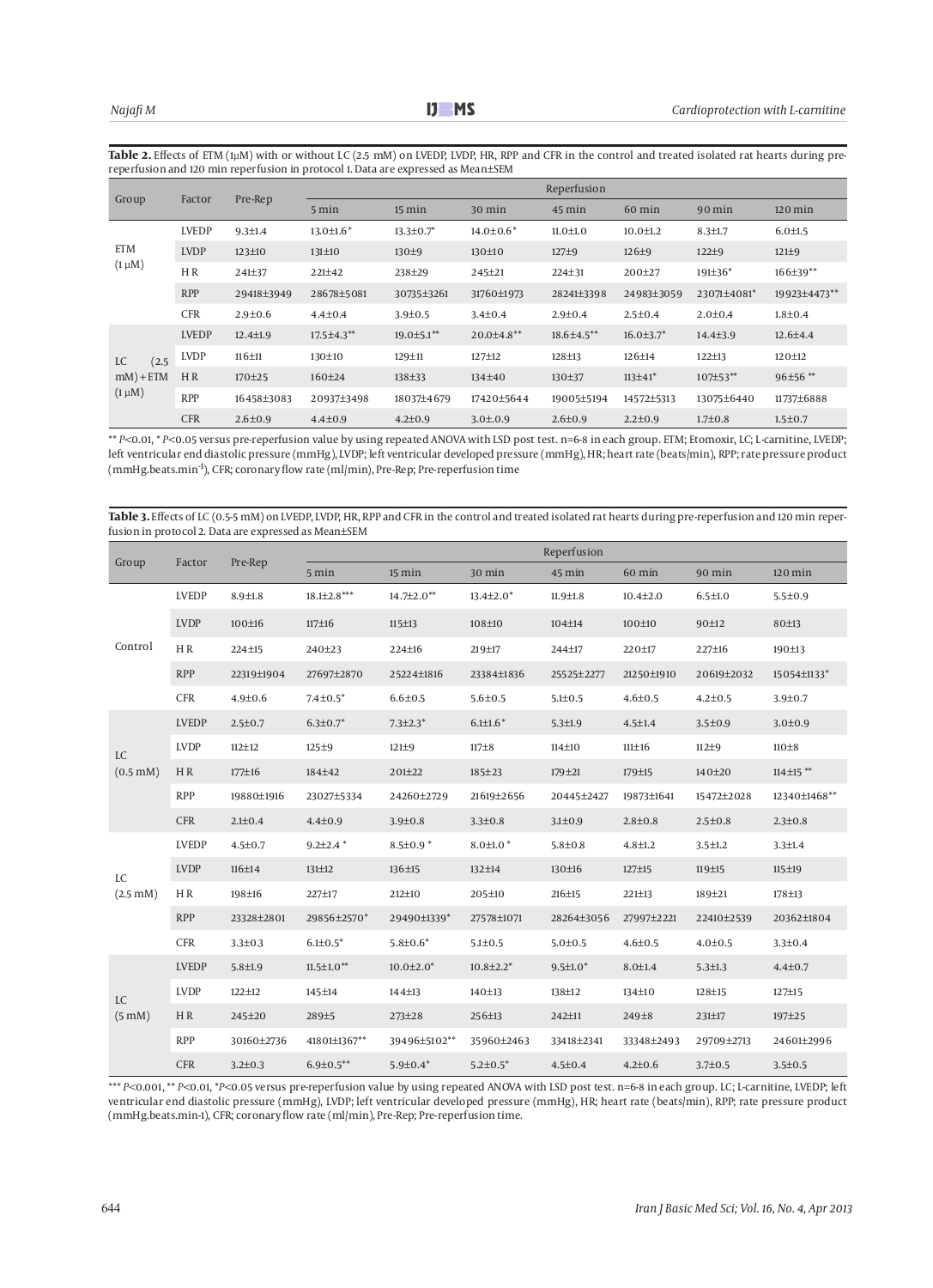**Table 2.** Effects of ETM (1μM) with or without LC (2.5 mM) on LVEDP, LVDP, HR, RPP and CFR in the control and treated isolated rat hearts during pre-reperfusion and 120 min reperfusion in protocol 1. Data are expressed as Mean±SEM

| Group | Factor | Pre-Rep | Reperfusion | | | | | | |
|---|---|---|---|---|---|---|---|---|---|
| | | | 5 min | 15 min | 30 min | 45 min | 60 min | 90 min | 120 min |
| ETM (1 μM) | LVEDP | 9.3±1.4 | 13.0±1.6* | 13.3±0.7* | 14.0±0.6* | 11.0±1.0 | 10.0±1.2 | 8.3±1.7 | 6.0±1.5 |
| | LVDP | 123±10 | 131±10 | 130±9 | 130±10 | 127±9 | 126±9 | 122±9 | 121±9 |
| | HR | 241±37 | 221±42 | 238±29 | 245±21 | 224±31 | 200±27 | 191±36* | 166±39** |
| | RPP | 29418±3949 | 28678±5081 | 30735±3261 | 31760±1973 | 28241±3398 | 24983±3059 | 23071±4081* | 19923±4473** |
| | CFR | 2.9±0.6 | 4.4±0.4 | 3.9±0.5 | 3.4±0.4 | 2.9±0.4 | 2.5±0.4 | 2.0±0.4 | 1.8±0.4 |
| LC (2.5 mM) + ETM (1 μM) | LVEDP | 12.4±1.9 | 17.5±4.3** | 19.0±5.1** | 20.0±4.8** | 18.6±4.5** | 16.0±3.7* | 14.4±3.9 | 12.6±4.4 |
| | LVDP | 116±11 | 130±10 | 129±11 | 127±12 | 128±13 | 126±14 | 122±13 | 120±12 |
| | HR | 170±25 | 160±24 | 138±33 | 134±40 | 130±37 | 113±41* | 107±53** | 96±56 ** |
| | RPP | 16458±3083 | 20937±3498 | 18037±4679 | 17420±5644 | 19005±5194 | 14572±5313 | 13075±6440 | 11737±6888 |
| | CFR | 2.6±0.9 | 4.4±0.9 | 4.2±0.9 | 3.0±.0.9 | 2.6±0.9 | 2.2±0.9 | 1.7±0.8 | 1.5±0.7 |

** $P$<0.01, * $P$<0.05 versus pre-reperfusion value by using repeated ANOVA with LSD post test. n=6-8 in each group. ETM; Etomoxir, LC; L-carnitine, LVEDP; left ventricular end diastolic pressure (mmHg), LVDP; left ventricular developed pressure (mmHg), HR; heart rate (beats/min), RPP; rate pressure product (mmHg.beats.min$^{-1}$), CFR; coronary flow rate (ml/min), Pre-Rep; Pre-reperfusion time

**Table 3.** Effects of LC (0.5-5 mM) on LVEDP, LVDP, HR, RPP and CFR in the control and treated isolated rat hearts during pre-reperfusion and 120 min reperfusion in protocol 2. Data are expressed as Mean±SEM

| Group | Factor | Pre-Rep | Reperfusion | | | | | | |
|---|---|---|---|---|---|---|---|---|---|
| | | | 5 min | 15 min | 30 min | 45 min | 60 min | 90 min | 120 min |
| Control | LVEDP | 8.9±1.8 | 18.1±2.8*** | 14.7±2.0** | 13.4±2.0* | 11.9±1.8 | 10.4±2.0 | 6.5±1.0 | 5.5±0.9 |
| | LVDP | 100±16 | 117±16 | 115±13 | 108±10 | 104±14 | 100±10 | 90±12 | 80±13 |
| | HR | 224±15 | 240±23 | 224±16 | 219±17 | 244±17 | 220±17 | 227±16 | 190±13 |
| | RPP | 22319±1904 | 27697±2870 | 25224±1816 | 23384±1836 | 25525±2277 | 21250±1910 | 20619±2032 | 15054±1133* |
| | CFR | 4.9±0.6 | 7.4±0.5* | 6.6±0.5 | 5.6±0.5 | 5.1±0.5 | 4.6±0.5 | 4.2±0.5 | 3.9±0.7 |
| LC (0.5 mM) | LVEDP | 2.5±0.7 | 6.3±0.7* | 7.3±2.3* | 6.1±1.6* | 5.3±1.9 | 4.5±1.4 | 3.5±0.9 | 3.0±0.9 |
| | LVDP | 112±12 | 125±9 | 121±9 | 117±8 | 114±10 | 111±16 | 112±9 | 110±8 |
| | HR | 177±16 | 184±42 | 201±22 | 185±23 | 179±21 | 179±15 | 140±20 | 114±15 ** |
| | RPP | 19880±1916 | 23027±5334 | 24260±2729 | 21619±2656 | 20445±2427 | 19873±1641 | 15472±2028 | 12340±1468** |
| | CFR | 2.1±0.4 | 4.4±0.9 | 3.9±0.8 | 3.3±0.8 | 3.1±0.9 | 2.8±0.8 | 2.5±0.8 | 2.3±0.8 |
| LC (2.5 mM) | LVEDP | 4.5±0.7 | 9.2±2.4 * | 8.5±0.9 * | 8.0±1.0 * | 5.8±0.8 | 4.8±1.2 | 3.5±1.2 | 3.3±1.4 |
| | LVDP | 116±14 | 131±12 | 136±15 | 132±14 | 130±16 | 127±15 | 119±15 | 115±19 |
| | HR | 198±16 | 227±17 | 212±10 | 205±10 | 216±15 | 221±13 | 189±21 | 178±13 |
| | RPP | 23328±2801 | 29856±2570* | 29490±1339* | 27578±1071 | 28264±3056 | 27997±2221 | 22410±2539 | 20362±1804 |
| | CFR | 3.3±0.3 | 6.1±0.5* | 5.8±0.6* | 5.1±0.5 | 5.0±0.5 | 4.6±0.5 | 4.0±0.5 | 3.3±0.4 |
| LC (5 mM) | LVEDP | 5.8±1.9 | 11.5±1.0** | 10.0±2.0* | 10.8±2.2* | 9.5±1.0* | 8.0±1.4 | 5.3±1.3 | 4.4±0.7 |
| | LVDP | 122±12 | 145±14 | 144±13 | 140±13 | 138±12 | 134±10 | 128±15 | 127±15 |
| | HR | 245±20 | 289±5 | 273±28 | 256±13 | 242±11 | 249±8 | 231±17 | 197±25 |
| | RPP | 30160±2736 | 41801±1367** | 39496±5102** | 35960±2463 | 33418±2341 | 33348±2493 | 29709±2713 | 24601±2996 |
| | CFR | 3.2±0.3 | 6.9±0.5** | 5.9±0.4* | 5.2±0.5* | 4.5±0.4 | 4.2±0.6 | 3.7±0.5 | 3.5±0.5 |

*** $P$<0.001, ** $P$<0.01, *$P$<0.05 versus pre-reperfusion value by using repeated ANOVA with LSD post test. n=6-8 in each group. LC; L-carnitine, LVEDP; left ventricular end diastolic pressure (mmHg), LVDP; left ventricular developed pressure (mmHg), HR; heart rate (beats/min), RPP; rate pressure product (mmHg.beats.min-1), CFR; coronary flow rate (ml/min), Pre-Rep; Pre-reperfusion time.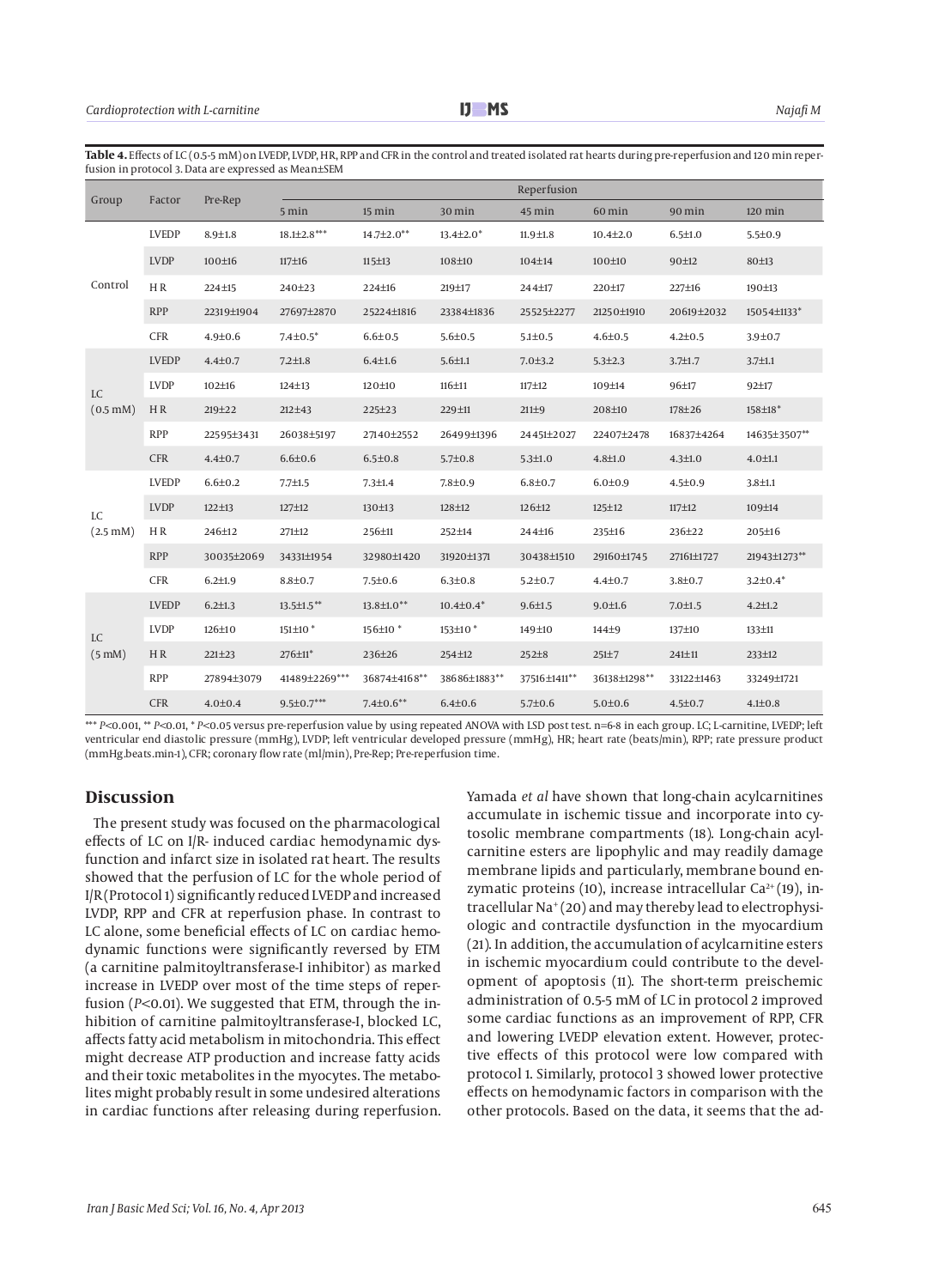**Table 4.** Effects of LC (0.5-5 mM) on LVEDP, LVDP, HR, RPP and CFR in the control and treated isolated rat hearts during pre-reperfusion and 120 min reperfusion in protocol 3. Data are expressed as Mean±SEM

| Group | Factor | Pre-Rep | Reperfusion | | | | | | |
|---|---|---|---|---|---|---|---|---|---|
| | | | 5 min | 15 min | 30 min | 45 min | 60 min | 90 min | 120 min |
| Control | LVEDP | 8.9±1.8 | 18.1±2.8*** | 14.7±2.0** | 13.4±2.0* | 11.9±1.8 | 10.4±2.0 | 6.5±1.0 | 5.5±0.9 |
| | LVDP | 100±16 | 117±16 | 115±13 | 108±10 | 104±14 | 100±10 | 90±12 | 80±13 |
| | HR | 224±15 | 240±23 | 224±16 | 219±17 | 244±17 | 220±17 | 227±16 | 190±13 |
| | RPP | 22319±1904 | 27697±2870 | 25224±1816 | 23384±1836 | 25525±2277 | 21250±1910 | 20619±2032 | 15054±1133* |
| | CFR | 4.9±0.6 | 7.4±0.5* | 6.6±0.5 | 5.6±0.5 | 5.1±0.5 | 4.6±0.5 | 4.2±0.5 | 3.9±0.7 |
| LC (0.5 mM) | LVEDP | 4.4±0.7 | 7.2±1.8 | 6.4±1.6 | 5.6±1.1 | 7.0±3.2 | 5.3±2.3 | 3.7±1.7 | 3.7±1.1 |
| | LVDP | 102±16 | 124±13 | 120±10 | 116±11 | 117±12 | 109±14 | 96±17 | 92±17 |
| | HR | 219±22 | 212±43 | 225±23 | 229±11 | 211±9 | 208±10 | 178±26 | 158±18* |
| | RPP | 22595±3431 | 26038±5197 | 27140±2552 | 26499±1396 | 24451±2027 | 22407±2478 | 16837±4264 | 14635±3507** |
| | CFR | 4.4±0.7 | 6.6±0.6 | 6.5±0.8 | 5.7±0.8 | 5.3±1.0 | 4.8±1.0 | 4.3±1.0 | 4.0±1.1 |
| LC (2.5 mM) | LVEDP | 6.6±0.2 | 7.7±1.5 | 7.3±1.4 | 7.8±0.9 | 6.8±0.7 | 6.0±0.9 | 4.5±0.9 | 3.8±1.1 |
| | LVDP | 122±13 | 127±12 | 130±13 | 128±12 | 126±12 | 125±12 | 117±12 | 109±14 |
| | HR | 246±12 | 271±12 | 256±11 | 252±14 | 244±16 | 235±16 | 236±22 | 205±16 |
| | RPP | 30035±2069 | 34331±1954 | 32980±1420 | 31920±1371 | 30438±1510 | 29160±1745 | 27161±1727 | 21943±1273** |
| | CFR | 6.2±1.9 | 8.8±0.7 | 7.5±0.6 | 6.3±0.8 | 5.2±0.7 | 4.4±0.7 | 3.8±0.7 | 3.2±0.4* |
| LC (5 mM) | LVEDP | 6.2±1.3 | 13.5±1.5** | 13.8±1.0** | 10.4±0.4* | 9.6±1.5 | 9.0±1.6 | 7.0±1.5 | 4.2±1.2 |
| | LVDP | 126±10 | 151±10 * | 156±10 * | 153±10 * | 149±10 | 144±9 | 137±10 | 133±11 |
| | HR | 221±23 | 276±11* | 236±26 | 254±12 | 252±8 | 251±7 | 241±11 | 233±12 |
| | RPP | 27894±3079 | 41489±2269*** | 36874±4168** | 38686±1883** | 37516±1411** | 36138±1298** | 33122±1463 | 33249±1721 |
| | CFR | 4.0±0.4 | 9.5±0.7*** | 7.4±0.6** | 6.4±0.6 | 5.7±0.6 | 5.0±0.6 | 4.5±0.7 | 4.1±0.8 |

*** $P<0.001$, ** $P<0.01$, * $P<0.05$ versus pre-reperfusion value by using repeated ANOVA with LSD post test. n=6-8 in each group. LC; L-carnitine, LVEDP; left ventricular end diastolic pressure (mmHg), LVDP; left ventricular developed pressure (mmHg), HR; heart rate (beats/min), RPP; rate pressure product (mmHg.beats.min-1), CFR; coronary flow rate (ml/min), Pre-Rep; Pre-reperfusion time.

## Discussion

The present study was focused on the pharmacological effects of LC on I/R- induced cardiac hemodynamic dysfunction and infarct size in isolated rat heart. The results showed that the perfusion of LC for the whole period of I/R (Protocol 1) significantly reduced LVEDP and increased LVDP, RPP and CFR at reperfusion phase. In contrast to LC alone, some beneficial effects of LC on cardiac hemodynamic functions were significantly reversed by ETM (a carnitine palmitoyltransferase-I inhibitor) as marked increase in LVEDP over most of the time steps of reperfusion ($P<0.01$). We suggested that ETM, through the inhibition of carnitine palmitoyltransferase-I, blocked LC, affects fatty acid metabolism in mitochondria. This effect might decrease ATP production and increase fatty acids and their toxic metabolites in the myocytes. The metabolites might probably result in some undesired alterations in cardiac functions after releasing during reperfusion. Yamada *et al* have shown that long-chain acylcarnitines accumulate in ischemic tissue and incorporate into cytosolic membrane compartments (18). Long-chain acylcarnitine esters are lipophylic and may readily damage membrane lipids and particularly, membrane bound enzymatic proteins (10), increase intracellular $Ca^{2+}$ (19), intracellular $Na^{+}$ (20) and may thereby lead to electrophysiologic and contractile dysfunction in the myocardium (21). In addition, the accumulation of acylcarnitine esters in ischemic myocardium could contribute to the development of apoptosis (11). The short-term preischemic administration of 0.5-5 mM of LC in protocol 2 improved some cardiac functions as an improvement of RPP, CFR and lowering LVEDP elevation extent. However, protective effects of this protocol were low compared with protocol 1. Similarly, protocol 3 showed lower protective effects on hemodynamic factors in comparison with the other protocols. Based on the data, it seems that the ad-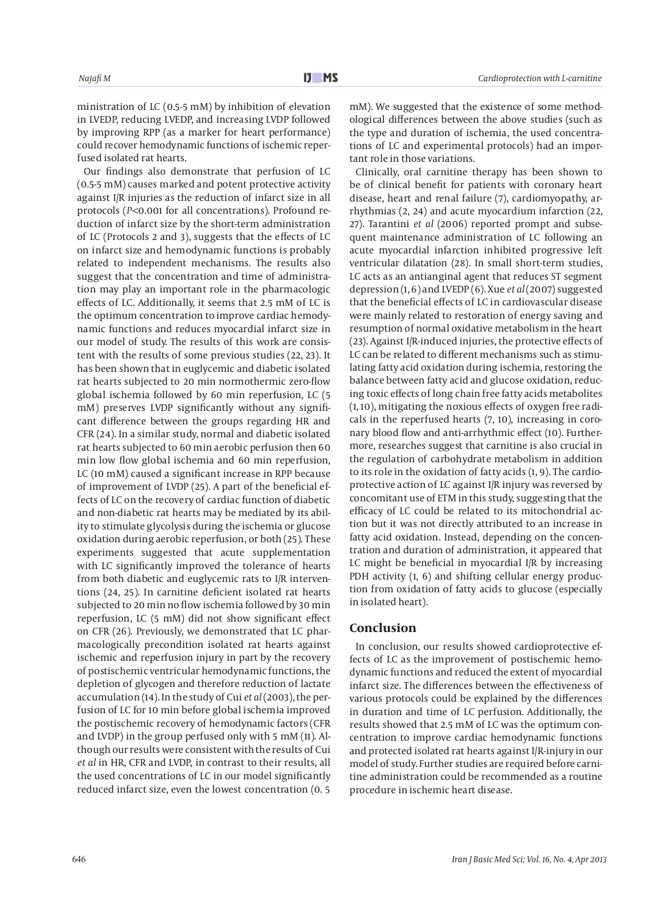ministration of LC (0.5-5 mM) by inhibition of elevation in LVEDP, reducing LVEDP, and increasing LVDP followed by improving RPP (as a marker for heart performance) could recover hemodynamic functions of ischemic reperfused isolated rat hearts.

Our findings also demonstrate that perfusion of LC (0.5-5 mM) causes marked and potent protective activity against I/R injuries as the reduction of infarct size in all protocols (*P*<0.001 for all concentrations). Profound reduction of infarct size by the short-term administration of LC (Protocols 2 and 3), suggests that the effects of LC on infarct size and hemodynamic functions is probably related to independent mechanisms. The results also suggest that the concentration and time of administration may play an important role in the pharmacologic effects of LC. Additionally, it seems that 2.5 mM of LC is the optimum concentration to improve cardiac hemodynamic functions and reduces myocardial infarct size in our model of study. The results of this work are consistent with the results of some previous studies (22, 23). It has been shown that in euglycemic and diabetic isolated rat hearts subjected to 20 min normothermic zero-flow global ischemia followed by 60 min reperfusion, LC (5 mM) preserves LVDP significantly without any significant difference between the groups regarding HR and CFR (24). In a similar study, normal and diabetic isolated rat hearts subjected to 60 min aerobic perfusion then 60 min low flow global ischemia and 60 min reperfusion, LC (10 mM) caused a significant increase in RPP because of improvement of LVDP (25). A part of the beneficial effects of LC on the recovery of cardiac function of diabetic and non-diabetic rat hearts may be mediated by its ability to stimulate glycolysis during the ischemia or glucose oxidation during aerobic reperfusion, or both (25). These experiments suggested that acute supplementation with LC significantly improved the tolerance of hearts from both diabetic and euglycemic rats to I/R interventions (24, 25). In carnitine deficient isolated rat hearts subjected to 20 min no flow ischemia followed by 30 min reperfusion, LC (5 mM) did not show significant effect on CFR (26). Previously, we demonstrated that LC pharmacologically precondition isolated rat hearts against ischemic and reperfusion injury in part by the recovery of postischemic ventricular hemodynamic functions, the depletion of glycogen and therefore reduction of lactate accumulation (14). In the study of Cui *et al* (2003), the perfusion of LC for 10 min before global ischemia improved the postischemic recovery of hemodynamic factors (CFR and LVDP) in the group perfused only with 5 mM (11). Although our results were consistent with the results of Cui *et al* in HR, CFR and LVDP, in contrast to their results, all the used concentrations of LC in our model significantly reduced infarct size, even the lowest concentration (0. 5 mM). We suggested that the existence of some methodological differences between the above studies (such as the type and duration of ischemia, the used concentrations of LC and experimental protocols) had an important role in those variations.

Clinically, oral carnitine therapy has been shown to be of clinical benefit for patients with coronary heart disease, heart and renal failure (7), cardiomyopathy, arrhythmias (2, 24) and acute myocardium infarction (22, 27). Tarantini *et al* (2006) reported prompt and subsequent maintenance administration of LC following an acute myocardial infarction inhibited progressive left ventricular dilatation (28). In small short-term studies, LC acts as an antianginal agent that reduces ST segment depression (1, 6) and LVEDP (6). Xue *et al* (2007) suggested that the beneficial effects of LC in cardiovascular disease were mainly related to restoration of energy saving and resumption of normal oxidative metabolism in the heart (23). Against I/R-induced injuries, the protective effects of LC can be related to different mechanisms such as stimulating fatty acid oxidation during ischemia, restoring the balance between fatty acid and glucose oxidation, reducing toxic effects of long chain free fatty acids metabolites (1, 10), mitigating the noxious effects of oxygen free radicals in the reperfused hearts (7, 10), increasing in coronary blood flow and anti-arrhythmic effect (10). Furthermore, researches suggest that carnitine is also crucial in the regulation of carbohydrate metabolism in addition to its role in the oxidation of fatty acids (1, 9). The cardioprotective action of LC against I/R injury was reversed by concomitant use of ETM in this study, suggesting that the efficacy of LC could be related to its mitochondrial action but it was not directly attributed to an increase in fatty acid oxidation. Instead, depending on the concentration and duration of administration, it appeared that LC might be beneficial in myocardial I/R by increasing PDH activity (1, 6) and shifting cellular energy production from oxidation of fatty acids to glucose (especially in isolated heart).

## Conclusion

In conclusion, our results showed cardioprotective effects of LC as the improvement of postischemic hemodynamic functions and reduced the extent of myocardial infarct size. The differences between the effectiveness of various protocols could be explained by the differences in duration and time of LC perfusion. Additionally, the results showed that 2.5 mM of LC was the optimum concentration to improve cardiac hemodynamic functions and protected isolated rat hearts against I/R-injury in our model of study. Further studies are required before carnitine administration could be recommended as a routine procedure in ischemic heart disease.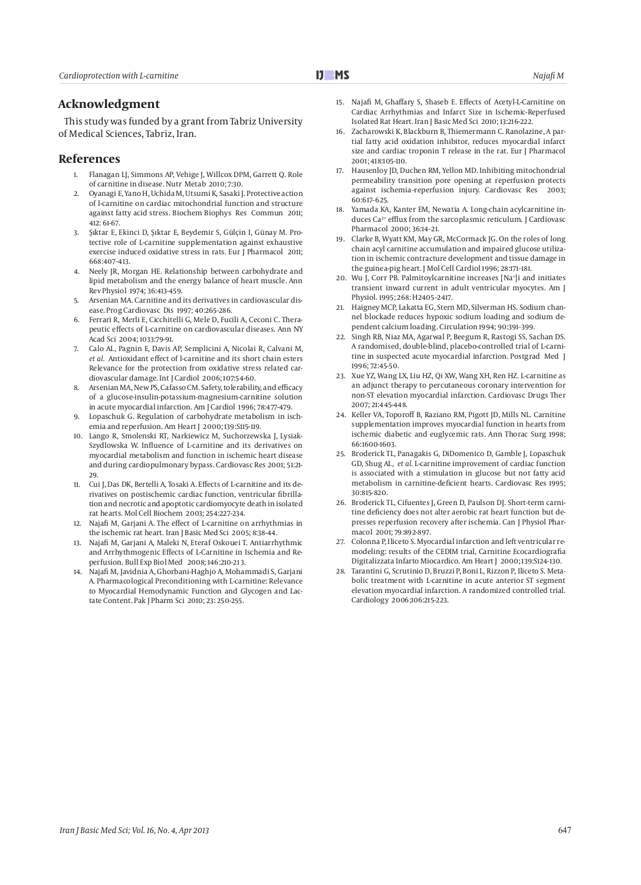## Acknowledgment

This study was funded by a grant from Tabriz University of Medical Sciences, Tabriz, Iran.

## References

1. Flanagan LJ, Simmons AP, Vehige J, Willcox DPM, Garrett Q. Role of carnitine in disease. Nutr Metab 2010; 7:30.
2. Oyanagi E, Yano H, Uchida M, Utsumi K, Sasaki J. Protective action of l-carnitine on cardiac mitochondrial function and structure against fatty acid stress. Biochem Biophys Res Commun 2011; 412: 61-67.
3. Şıktar E, Ekinci D, Şıktar E, Beydemir S, Gülçin I, Günay M. Protective role of L-carnitine supplementation against exhaustive exercise induced oxidative stress in rats. Eur J Pharmacol 2011; 668:407-413.
4. Neely JR, Morgan HE. Relationship between carbohydrate and lipid metabolism and the energy balance of heart muscle. Ann Rev Physiol 1974; 36:413-459.
5. Arsenian MA. Carnitine and its derivatives in cardiovascular disease. Prog Cardiovasc Dis 1997; 40:265-286.
6. Ferrari R, Merli E, Cicchitelli G, Mele D, Fucili A, Ceconi C. Therapeutic effects of L-carnitine on cardiovascular diseases. Ann NY Acad Sci 2004; 1033:79-91.
7. Calo AL, Pagnin E, Davis AP, Semplicini A, Nicolai R, Calvani M, *et al.* Antioxidant effect of l-carnitine and its short chain esters Relevance for the protection from oxidative stress related cardiovascular damage. Int J Cardiol 2006;107:54-60.
8. Arsenian MA, New PS, Cafasso CM. Safety, tolerability, and efficacy of a glucose-insulin-potassium-magnesium-carnitine solution in acute myocardial infarction. Am J Cardiol 1996; 78:477-479.
9. Lopaschuk G. Regulation of carbohydrate metabolism in ischemia and reperfusion. Am Heart J 2000;139:S115-119.
10. Lango R, Smolenski RT, Narkiewicz M, Suchorzewska J, Lysiak-Szydlowska W. Influence of L-carnitine and its derivatives on myocardial metabolism and function in ischemic heart disease and during cardiopulmonary bypass. Cardiovasc Res 2001; 51:21-29.
11. Cui J, Das DK, Bertelli A, Tosaki A. Effects of L-carnitine and its derivatives on postischemic cardiac function, ventricular fibrillation and necrotic and apoptotic cardiomyocyte death in isolated rat hearts. Mol Cell Biochem 2003; 254:227-234.
12. Najafi M, Garjani A. The effect of L-carnitine on arrhythmias in the ischemic rat heart. Iran J Basic Med Sci 2005; 8:38-44.
13. Najafi M, Garjani A, Maleki N, Eteraf Oskouei T. Antiarrhythmic and Arrhythmogenic Effects of L-Carnitine in Ischemia and Reperfusion. Bull Exp Biol Med 2008; 146:210-213.
14. Najafi M, Javidnia A, Ghorbani-Haghjo A, Mohammadi S, Garjani A. Pharmacological Preconditioning with L-carnitine: Relevance to Myocardial Hemodynamic Function and Glycogen and Lactate Content. Pak J Pharm Sci 2010; 23: 250-255.
15. Najafi M, Ghaffary S, Shaseb E. Effects of Acetyl-L-Carnitine on Cardiac Arrhythmias and Infarct Size in Ischemic-Reperfused Isolated Rat Heart. Iran J Basic Med Sci 2010; 13:216-222.
16. Zacharowski K, Blackburn B, Thiemermann C. Ranolazine, A partial fatty acid oxidation inhibitor, reduces myocardial infarct size and cardiac troponin T release in the rat. Eur J Pharmacol 2001; 418:105-110.
17. Hausenloy JD, Duchen RM, Yellon MD. Inhibiting mitochondrial permeability transition pore opening at reperfusion protects against ischemia–reperfusion injury. Cardiovasc Res 2003; 60:617–625.
18. Yamada KA, Kanter EM, Newatia A. Long-chain acylcarnitine induces $Ca^{2+}$ efflux from the sarcoplasmic reticulum. J Cardiovasc Pharmacol 2000; 36:14–21.
19. Clarke B, Wyatt KM, May GR, McCormack JG. On the roles of long chain acyl carnitine accumulation and impaired glucose utilization in ischemic contracture development and tissue damage in the guinea-pig heart. J Mol Cell Cardiol 1996; 28:171-181.
20. Wu J, Corr PB. Palmitoylcarnitine increases $[Na^{+}]$i and initiates transient inward current in adult ventricular myocytes. Am J Physiol. 1995; 268: H2405-2417.
21. Haigney MCP, Lakatta EG, Stern MD, Silverman HS. Sodium channel blockade reduces hypoxic sodium loading and sodium dependent calcium loading. Circulation 1994; 90:391–399.
22. Singh RB, Niaz MA, Agarwal P, Beegum R, Rastogi SS, Sachan DS. A randomised, double-blind, placebo-controlled trial of L-carnitine in suspected acute myocardial infarction. Postgrad Med J 1996; 72:45-50.
23. Xue YZ, Wang LX, Liu HZ, Qi XW, Wang XH, Ren HZ. L-carnitine as an adjunct therapy to percutaneous coronary intervention for non-ST elevation myocardial infarction. Cardiovasc Drugs Ther 2007; 21:445-448.
24. Keller VA, Toporoff B, Raziano RM, Pigott JD, Mills NL. Carnitine supplementation improves myocardial function in hearts from ischemic diabetic and euglycemic rats. Ann Thorac Surg 1998; 66:1600-1603.
25. Broderick TL, Panagakis G, DiDomenico D, Gamble J, Lopaschuk GD, Shug AL, *et al.* L-carnitine improvement of cardiac function is associated with a stimulation in glucose but not fatty acid metabolism in carnitine-deficient hearts. Cardiovasc Res 1995; 30:815-820.
26. Broderick TL, Cifuentes J, Green D, Paulson DJ. Short-term carnitine deficiency does not alter aerobic rat heart function but depresses reperfusion recovery after ischemia. Can J Physiol Pharmacol 2001; 79:892-897.
27. Colonna P, Iliceto S. Myocardial infarction and left ventricular remodeling: results of the CEDIM trial, Carnitine Ecocardiografia Digitalizzata Infarto Miocardico. Am Heart J 2000; 139:S124-130.
28. Tarantini G, Scrutinio D, Bruzzi P, Boni L, Rizzon P, Iliceto S. Metabolic treatment with L-carnitine in acute anterior ST segment elevation myocardial infarction. A randomized controlled trial. Cardiology 2006;106:215-223.